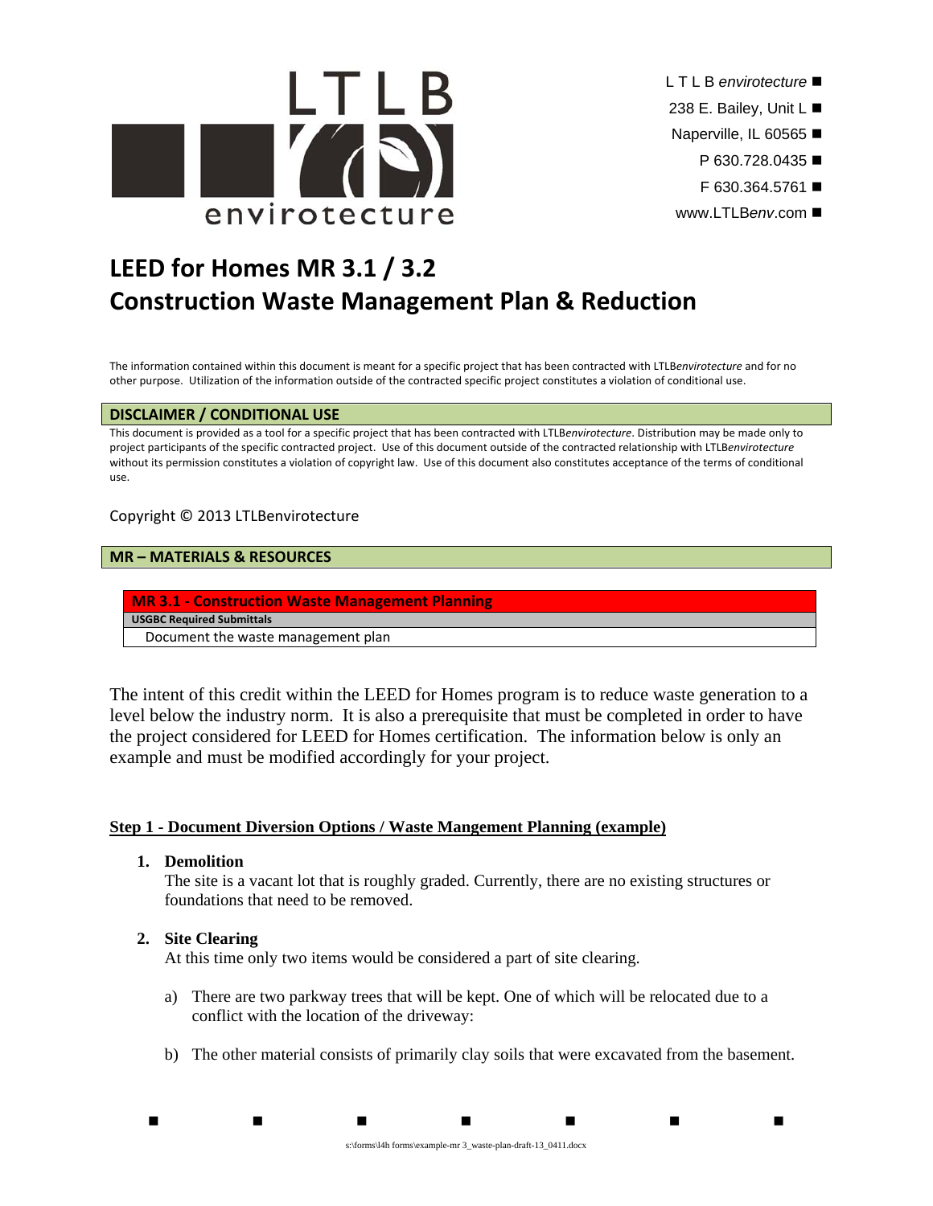LTLB envirotecture

L T L B *envirotecture*
238 E. Bailey, Unit L
Naperville, IL 60565
P 630.728.0435
F 630.364.5761
www.LTLB*env*.com

# LEED for Homes MR 3.1 / 3.2
# Construction Waste Management Plan & Reduction

The information contained within this document is meant for a specific project that has been contracted with LTLB*envirotecture* and for no other purpose. Utilization of the information outside of the contracted specific project constitutes a violation of conditional use.

## DISCLAIMER / CONDITIONAL USE

This document is provided as a tool for a specific project that has been contracted with LTLB*envirotecture*. Distribution may be made only to project participants of the specific contracted project. Use of this document outside of the contracted relationship with LTLB*envirotecture* without its permission constitutes a violation of copyright law. Use of this document also constitutes acceptance of the terms of conditional use.

Copyright © 2013 LTLBenvirotecture

## MR – MATERIALS & RESOURCES

| MR 3.1 - Construction Waste Management Planning |
|---|
| **USGBC Required Submittals** |
| Document the waste management plan |

The intent of this credit within the LEED for Homes program is to reduce waste generation to a level below the industry norm. It is also a prerequisite that must be completed in order to have the project considered for LEED for Homes certification. The information below is only an example and must be modified accordingly for your project.

### Step 1 - Document Diversion Options / Waste Mangement Planning (example)

1. **Demolition**
   The site is a vacant lot that is roughly graded. Currently, there are no existing structures or foundations that need to be removed.

2. **Site Clearing**
   At this time only two items would be considered a part of site clearing.

   a) There are two parkway trees that will be kept. One of which will be relocated due to a conflict with the location of the driveway:

   b) The other material consists of primarily clay soils that were excavated from the basement.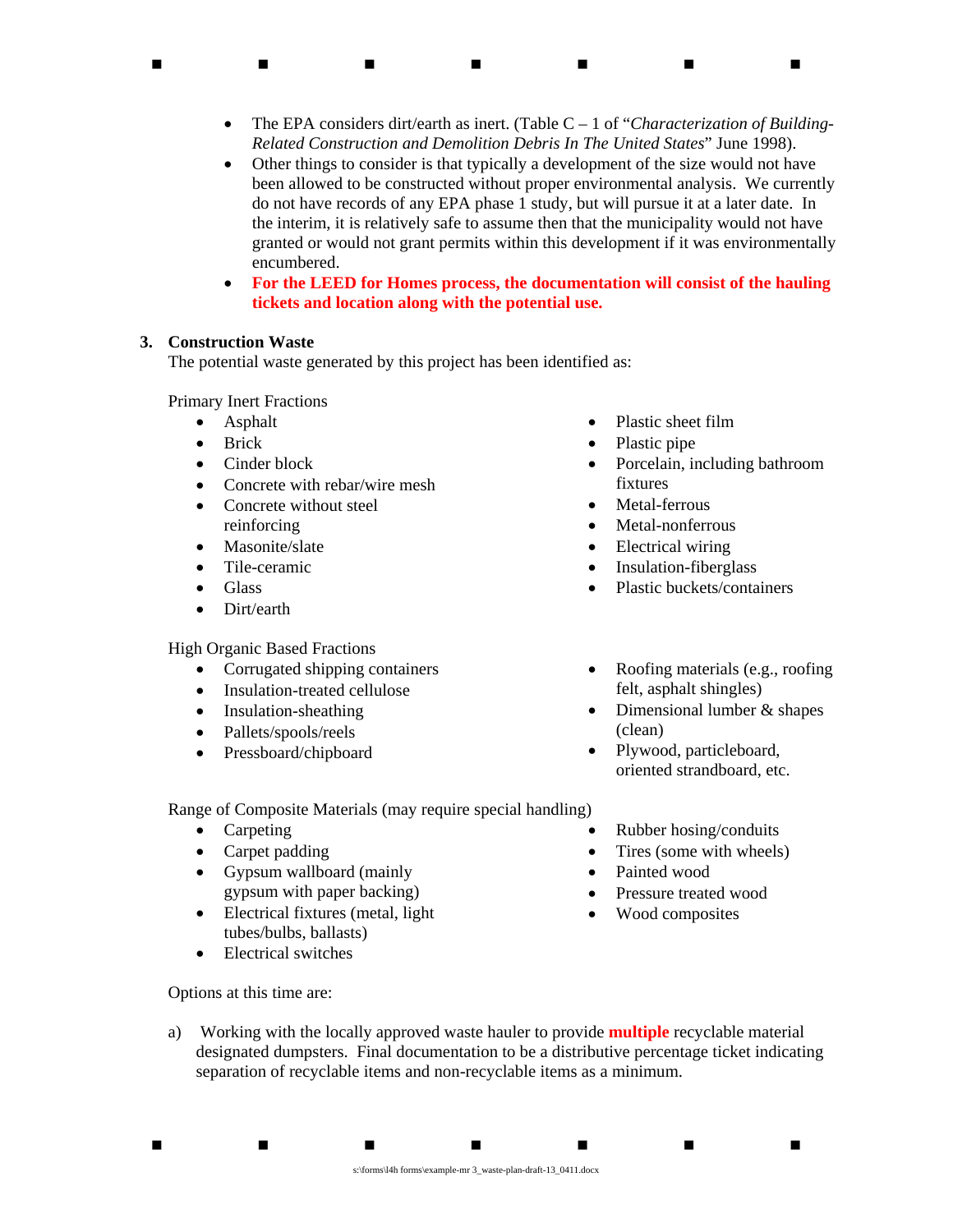- The EPA considers dirt/earth as inert. (Table C – 1 of "*Characterization of Building-Related Construction and Demolition Debris In The United States*" June 1998).
- Other things to consider is that typically a development of the size would not have been allowed to be constructed without proper environmental analysis. We currently do not have records of any EPA phase 1 study, but will pursue it at a later date. In the interim, it is relatively safe to assume then that the municipality would not have granted or would not grant permits within this development if it was environmentally encumbered.
- **For the LEED for Homes process, the documentation will consist of the hauling tickets and location along with the potential use.**

## 3. Construction Waste

The potential waste generated by this project has been identified as:

Primary Inert Fractions

- Asphalt
- Brick
- Cinder block
- Concrete with rebar/wire mesh
- Concrete without steel reinforcing
- Masonite/slate
- Tile-ceramic
- Glass
- Dirt/earth
- Plastic sheet film
- Plastic pipe
- Porcelain, including bathroom fixtures
- Metal-ferrous
- Metal-nonferrous
- Electrical wiring
- Insulation-fiberglass
- Plastic buckets/containers

High Organic Based Fractions

- Corrugated shipping containers
- Insulation-treated cellulose
- Insulation-sheathing
- Pallets/spools/reels
- Pressboard/chipboard
- Roofing materials (e.g., roofing felt, asphalt shingles)
- Dimensional lumber & shapes (clean)
- Plywood, particleboard, oriented strandboard, etc.

Range of Composite Materials (may require special handling)

- Carpeting
- Carpet padding
- Gypsum wallboard (mainly gypsum with paper backing)
- Electrical fixtures (metal, light tubes/bulbs, ballasts)
- Electrical switches
- Rubber hosing/conduits
- Tires (some with wheels)
- Painted wood
- Pressure treated wood
- Wood composites

Options at this time are:

a) Working with the locally approved waste hauler to provide **multiple** recyclable material designated dumpsters. Final documentation to be a distributive percentage ticket indicating separation of recyclable items and non-recyclable items as a minimum.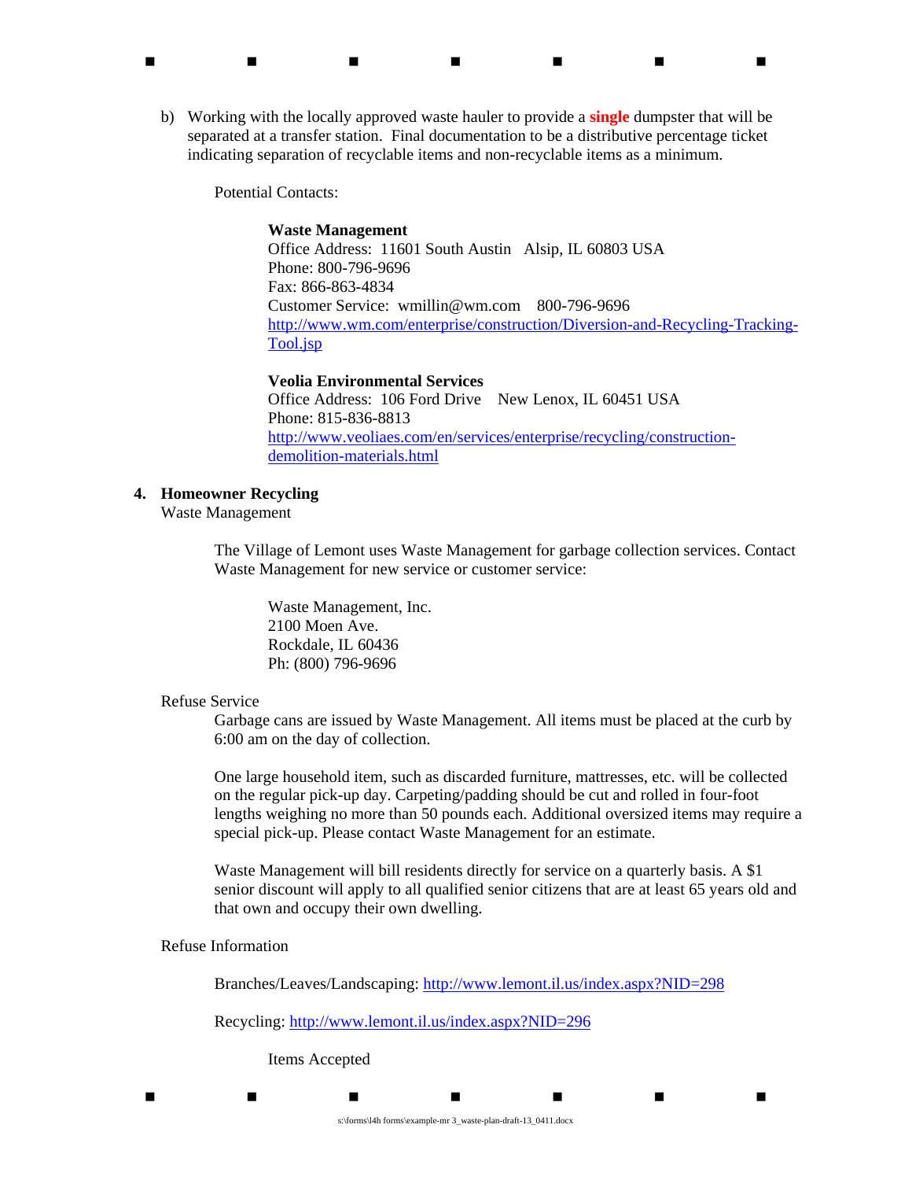b) Working with the locally approved waste hauler to provide a **single** dumpster that will be separated at a transfer station. Final documentation to be a distributive percentage ticket indicating separation of recyclable items and non-recyclable items as a minimum.

Potential Contacts:

**Waste Management**
Office Address: 11601 South Austin Alsip, IL 60803 USA
Phone: 800-796-9696
Fax: 866-863-4834
Customer Service: wmillin@wm.com 800-796-9696
http://www.wm.com/enterprise/construction/Diversion-and-Recycling-Tracking-Tool.jsp

**Veolia Environmental Services**
Office Address: 106 Ford Drive New Lenox, IL 60451 USA
Phone: 815-836-8813
http://www.veoliaes.com/en/services/enterprise/recycling/construction-demolition-materials.html

**4. Homeowner Recycling**

Waste Management

The Village of Lemont uses Waste Management for garbage collection services. Contact Waste Management for new service or customer service:

Waste Management, Inc.
2100 Moen Ave.
Rockdale, IL 60436
Ph: (800) 796-9696

Refuse Service

Garbage cans are issued by Waste Management. All items must be placed at the curb by 6:00 am on the day of collection.

One large household item, such as discarded furniture, mattresses, etc. will be collected on the regular pick-up day. Carpeting/padding should be cut and rolled in four-foot lengths weighing no more than 50 pounds each. Additional oversized items may require a special pick-up. Please contact Waste Management for an estimate.

Waste Management will bill residents directly for service on a quarterly basis. A $1 senior discount will apply to all qualified senior citizens that are at least 65 years old and that own and occupy their own dwelling.

Refuse Information

Branches/Leaves/Landscaping: http://www.lemont.il.us/index.aspx?NID=298

Recycling: http://www.lemont.il.us/index.aspx?NID=296

Items Accepted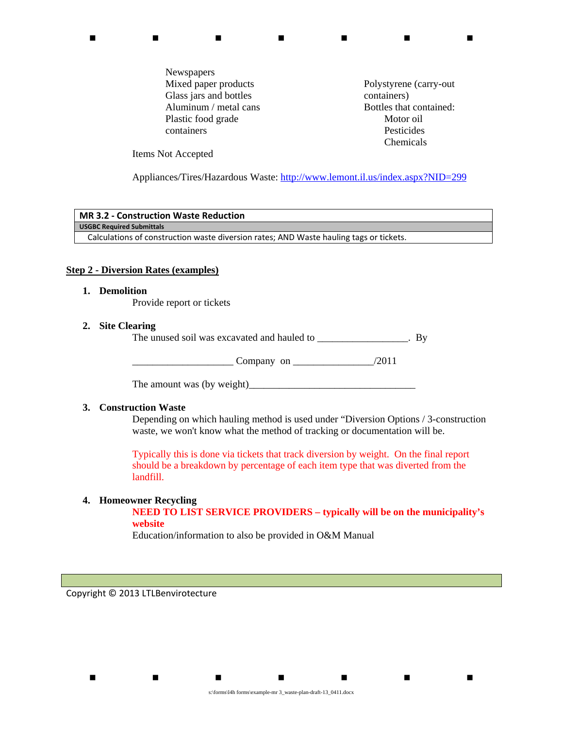Newspapers
Mixed paper products
Glass jars and bottles
Aluminum / metal cans
Plastic food grade containers

Polystyrene (carry-out containers)
Bottles that contained:
- Motor oil
- Pesticides
- Chemicals

Items Not Accepted

Appliances/Tires/Hazardous Waste: http://www.lemont.il.us/index.aspx?NID=299

| **MR 3.2 - Construction Waste Reduction** |
| --- |
| **USGBC Required Submittals** |
| Calculations of construction waste diversion rates; AND Waste hauling tags or tickets. |

**Step 2 - Diversion Rates (examples)**

1. **Demolition**

   Provide report or tickets

2. **Site Clearing**

   The unused soil was excavated and hauled to __________________. By

   ____________________ Company on ________________/2011

   The amount was (by weight)_________________________________

3. **Construction Waste**

   Depending on which hauling method is used under "Diversion Options / 3-construction waste, we won't know what the method of tracking or documentation will be.

   Typically this is done via tickets that track diversion by weight. On the final report should be a breakdown by percentage of each item type that was diverted from the landfill.

4. **Homeowner Recycling**

   **NEED TO LIST SERVICE PROVIDERS – typically will be on the municipality's website**

   Education/information to also be provided in O&M Manual

Copyright © 2013 LTLBenvirotecture